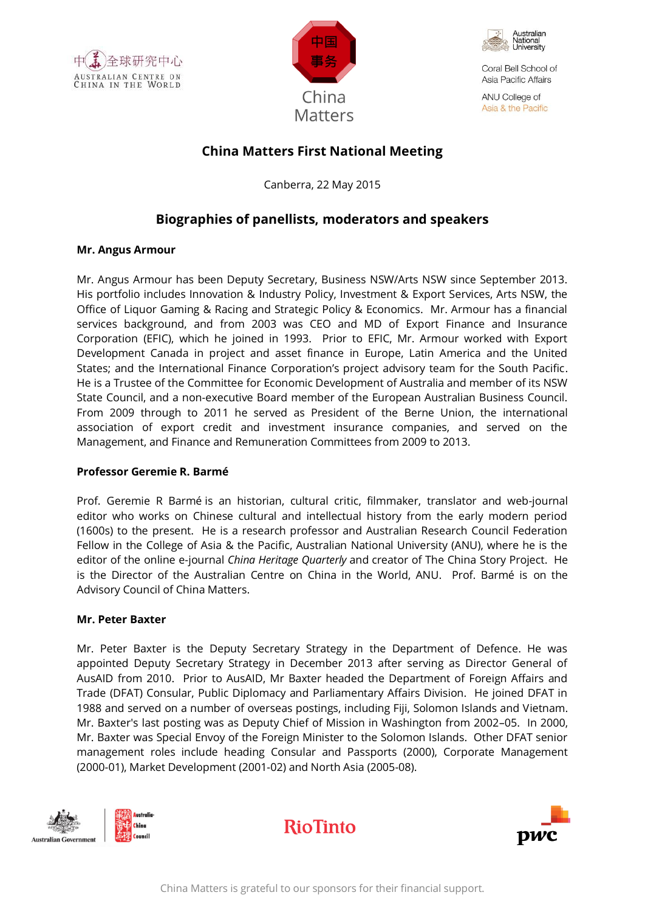中国全球研究中心
AUSTRALIAN CENTRE ON CHINA IN THE WORLD

中国事务
China Matters

Australian National University
Coral Bell School of Asia Pacific Affairs
ANU College of Asia & the Pacific

# China Matters First National Meeting

Canberra, 22 May 2015

## Biographies of panellists, moderators and speakers

**Mr. Angus Armour**

Mr. Angus Armour has been Deputy Secretary, Business NSW/Arts NSW since September 2013. His portfolio includes Innovation & Industry Policy, Investment & Export Services, Arts NSW, the Office of Liquor Gaming & Racing and Strategic Policy & Economics. Mr. Armour has a financial services background, and from 2003 was CEO and MD of Export Finance and Insurance Corporation (EFIC), which he joined in 1993. Prior to EFIC, Mr. Armour worked with Export Development Canada in project and asset finance in Europe, Latin America and the United States; and the International Finance Corporation's project advisory team for the South Pacific. He is a Trustee of the Committee for Economic Development of Australia and member of its NSW State Council, and a non-executive Board member of the European Australian Business Council. From 2009 through to 2011 he served as President of the Berne Union, the international association of export credit and investment insurance companies, and served on the Management, and Finance and Remuneration Committees from 2009 to 2013.

**Professor Geremie R. Barmé**

Prof. Geremie R Barmé is an historian, cultural critic, filmmaker, translator and web-journal editor who works on Chinese cultural and intellectual history from the early modern period (1600s) to the present. He is a research professor and Australian Research Council Federation Fellow in the College of Asia & the Pacific, Australian National University (ANU), where he is the editor of the online e-journal *China Heritage Quarterly* and creator of The China Story Project. He is the Director of the Australian Centre on China in the World, ANU. Prof. Barmé is on the Advisory Council of China Matters.

**Mr. Peter Baxter**

Mr. Peter Baxter is the Deputy Secretary Strategy in the Department of Defence. He was appointed Deputy Secretary Strategy in December 2013 after serving as Director General of AusAID from 2010. Prior to AusAID, Mr Baxter headed the Department of Foreign Affairs and Trade (DFAT) Consular, Public Diplomacy and Parliamentary Affairs Division. He joined DFAT in 1988 and served on a number of overseas postings, including Fiji, Solomon Islands and Vietnam. Mr. Baxter's last posting was as Deputy Chief of Mission in Washington from 2002–05. In 2000, Mr. Baxter was Special Envoy of the Foreign Minister to the Solomon Islands. Other DFAT senior management roles include heading Consular and Passports (2000), Corporate Management (2000-01), Market Development (2001-02) and North Asia (2005-08).

Australian Government | Australia-China Council | RioTinto | pwc

China Matters is grateful to our sponsors for their financial support.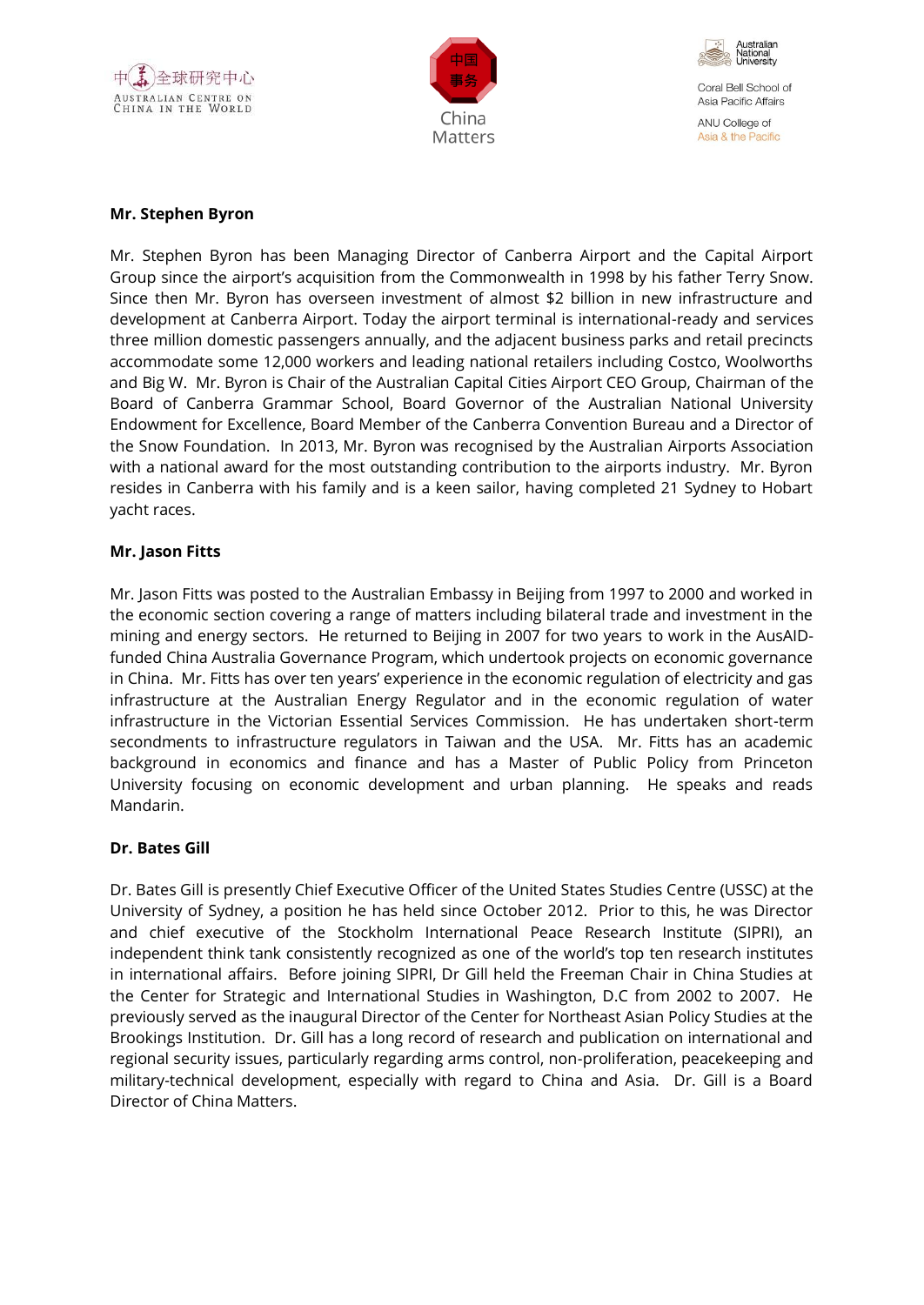**Mr. Stephen Byron**

Mr. Stephen Byron has been Managing Director of Canberra Airport and the Capital Airport Group since the airport's acquisition from the Commonwealth in 1998 by his father Terry Snow. Since then Mr. Byron has overseen investment of almost $2 billion in new infrastructure and development at Canberra Airport. Today the airport terminal is international-ready and services three million domestic passengers annually, and the adjacent business parks and retail precincts accommodate some 12,000 workers and leading national retailers including Costco, Woolworths and Big W. Mr. Byron is Chair of the Australian Capital Cities Airport CEO Group, Chairman of the Board of Canberra Grammar School, Board Governor of the Australian National University Endowment for Excellence, Board Member of the Canberra Convention Bureau and a Director of the Snow Foundation. In 2013, Mr. Byron was recognised by the Australian Airports Association with a national award for the most outstanding contribution to the airports industry. Mr. Byron resides in Canberra with his family and is a keen sailor, having completed 21 Sydney to Hobart yacht races.

**Mr. Jason Fitts**

Mr. Jason Fitts was posted to the Australian Embassy in Beijing from 1997 to 2000 and worked in the economic section covering a range of matters including bilateral trade and investment in the mining and energy sectors. He returned to Beijing in 2007 for two years to work in the AusAID-funded China Australia Governance Program, which undertook projects on economic governance in China. Mr. Fitts has over ten years' experience in the economic regulation of electricity and gas infrastructure at the Australian Energy Regulator and in the economic regulation of water infrastructure in the Victorian Essential Services Commission. He has undertaken short-term secondments to infrastructure regulators in Taiwan and the USA. Mr. Fitts has an academic background in economics and finance and has a Master of Public Policy from Princeton University focusing on economic development and urban planning. He speaks and reads Mandarin.

**Dr. Bates Gill**

Dr. Bates Gill is presently Chief Executive Officer of the United States Studies Centre (USSC) at the University of Sydney, a position he has held since October 2012. Prior to this, he was Director and chief executive of the Stockholm International Peace Research Institute (SIPRI), an independent think tank consistently recognized as one of the world's top ten research institutes in international affairs. Before joining SIPRI, Dr Gill held the Freeman Chair in China Studies at the Center for Strategic and International Studies in Washington, D.C from 2002 to 2007. He previously served as the inaugural Director of the Center for Northeast Asian Policy Studies at the Brookings Institution. Dr. Gill has a long record of research and publication on international and regional security issues, particularly regarding arms control, non-proliferation, peacekeeping and military-technical development, especially with regard to China and Asia. Dr. Gill is a Board Director of China Matters.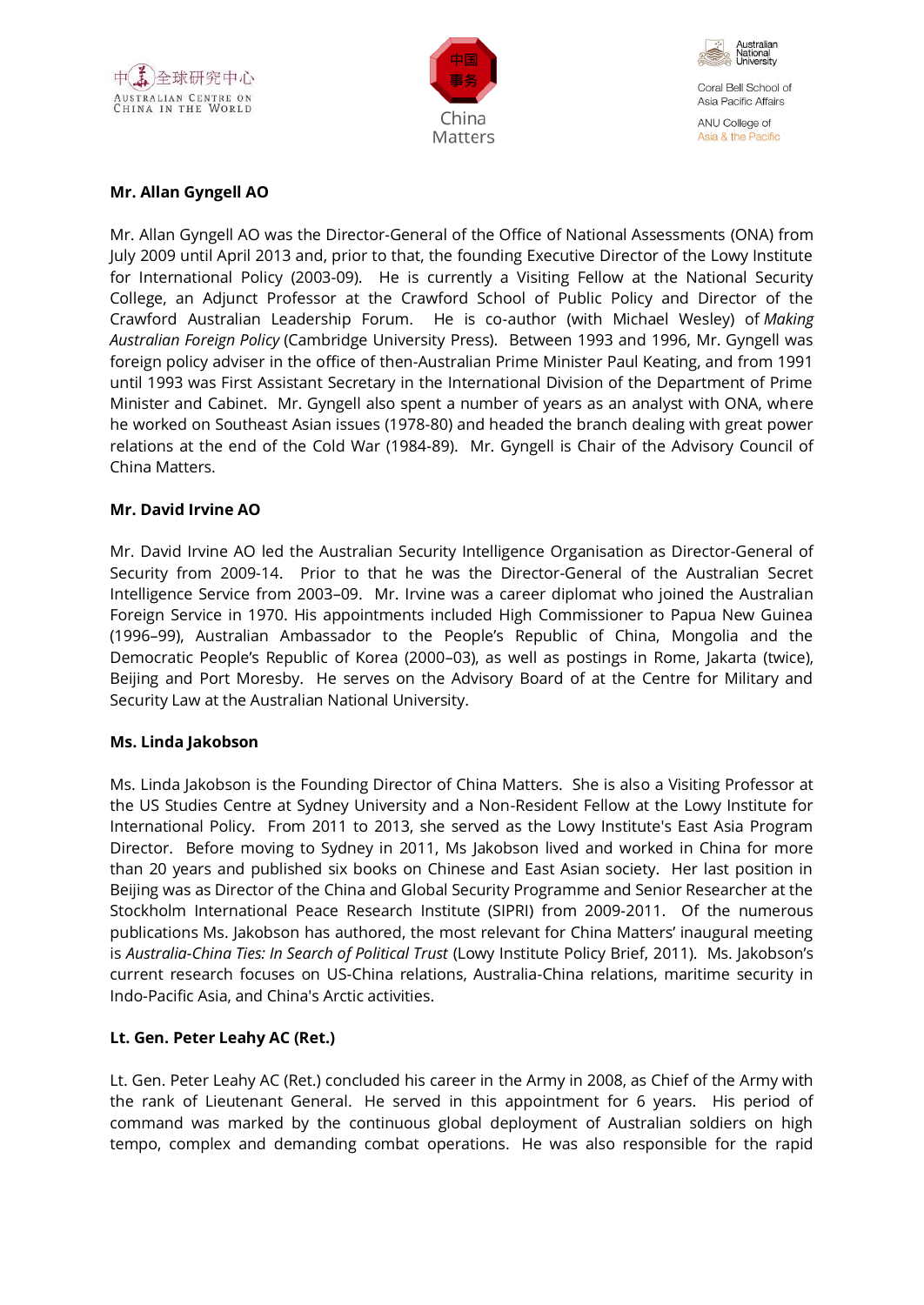**Mr. Allan Gyngell AO**

Mr. Allan Gyngell AO was the Director-General of the Office of National Assessments (ONA) from July 2009 until April 2013 and, prior to that, the founding Executive Director of the Lowy Institute for International Policy (2003-09). He is currently a Visiting Fellow at the National Security College, an Adjunct Professor at the Crawford School of Public Policy and Director of the Crawford Australian Leadership Forum. He is co-author (with Michael Wesley) of *Making Australian Foreign Policy* (Cambridge University Press). Between 1993 and 1996, Mr. Gyngell was foreign policy adviser in the office of then-Australian Prime Minister Paul Keating, and from 1991 until 1993 was First Assistant Secretary in the International Division of the Department of Prime Minister and Cabinet. Mr. Gyngell also spent a number of years as an analyst with ONA, where he worked on Southeast Asian issues (1978-80) and headed the branch dealing with great power relations at the end of the Cold War (1984-89). Mr. Gyngell is Chair of the Advisory Council of China Matters.

**Mr. David Irvine AO**

Mr. David Irvine AO led the Australian Security Intelligence Organisation as Director-General of Security from 2009-14. Prior to that he was the Director-General of the Australian Secret Intelligence Service from 2003–09. Mr. Irvine was a career diplomat who joined the Australian Foreign Service in 1970. His appointments included High Commissioner to Papua New Guinea (1996–99), Australian Ambassador to the People's Republic of China, Mongolia and the Democratic People's Republic of Korea (2000–03), as well as postings in Rome, Jakarta (twice), Beijing and Port Moresby. He serves on the Advisory Board of at the Centre for Military and Security Law at the Australian National University.

**Ms. Linda Jakobson**

Ms. Linda Jakobson is the Founding Director of China Matters. She is also a Visiting Professor at the US Studies Centre at Sydney University and a Non-Resident Fellow at the Lowy Institute for International Policy. From 2011 to 2013, she served as the Lowy Institute's East Asia Program Director. Before moving to Sydney in 2011, Ms Jakobson lived and worked in China for more than 20 years and published six books on Chinese and East Asian society. Her last position in Beijing was as Director of the China and Global Security Programme and Senior Researcher at the Stockholm International Peace Research Institute (SIPRI) from 2009-2011. Of the numerous publications Ms. Jakobson has authored, the most relevant for China Matters' inaugural meeting is *Australia-China Ties: In Search of Political Trust* (Lowy Institute Policy Brief, 2011). Ms. Jakobson's current research focuses on US-China relations, Australia-China relations, maritime security in Indo-Pacific Asia, and China's Arctic activities.

**Lt. Gen. Peter Leahy AC (Ret.)**

Lt. Gen. Peter Leahy AC (Ret.) concluded his career in the Army in 2008, as Chief of the Army with the rank of Lieutenant General. He served in this appointment for 6 years. His period of command was marked by the continuous global deployment of Australian soldiers on high tempo, complex and demanding combat operations. He was also responsible for the rapid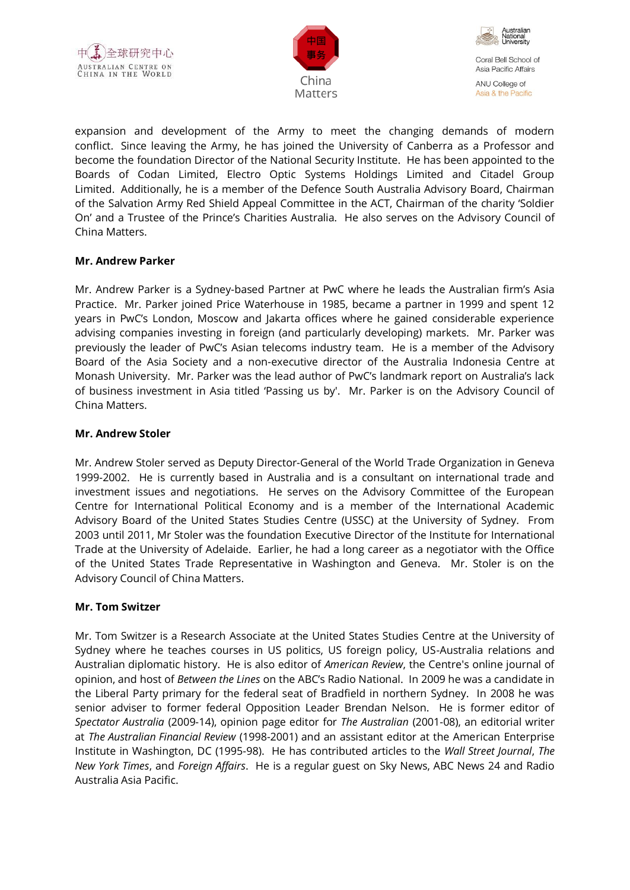expansion and development of the Army to meet the changing demands of modern conflict. Since leaving the Army, he has joined the University of Canberra as a Professor and become the foundation Director of the National Security Institute. He has been appointed to the Boards of Codan Limited, Electro Optic Systems Holdings Limited and Citadel Group Limited. Additionally, he is a member of the Defence South Australia Advisory Board, Chairman of the Salvation Army Red Shield Appeal Committee in the ACT, Chairman of the charity 'Soldier On' and a Trustee of the Prince's Charities Australia. He also serves on the Advisory Council of China Matters.

**Mr. Andrew Parker**

Mr. Andrew Parker is a Sydney-based Partner at PwC where he leads the Australian firm's Asia Practice. Mr. Parker joined Price Waterhouse in 1985, became a partner in 1999 and spent 12 years in PwC's London, Moscow and Jakarta offices where he gained considerable experience advising companies investing in foreign (and particularly developing) markets. Mr. Parker was previously the leader of PwC's Asian telecoms industry team. He is a member of the Advisory Board of the Asia Society and a non-executive director of the Australia Indonesia Centre at Monash University. Mr. Parker was the lead author of PwC's landmark report on Australia's lack of business investment in Asia titled 'Passing us by'. Mr. Parker is on the Advisory Council of China Matters.

**Mr. Andrew Stoler**

Mr. Andrew Stoler served as Deputy Director-General of the World Trade Organization in Geneva 1999-2002. He is currently based in Australia and is a consultant on international trade and investment issues and negotiations. He serves on the Advisory Committee of the European Centre for International Political Economy and is a member of the International Academic Advisory Board of the United States Studies Centre (USSC) at the University of Sydney. From 2003 until 2011, Mr Stoler was the foundation Executive Director of the Institute for International Trade at the University of Adelaide. Earlier, he had a long career as a negotiator with the Office of the United States Trade Representative in Washington and Geneva. Mr. Stoler is on the Advisory Council of China Matters.

**Mr. Tom Switzer**

Mr. Tom Switzer is a Research Associate at the United States Studies Centre at the University of Sydney where he teaches courses in US politics, US foreign policy, US-Australia relations and Australian diplomatic history. He is also editor of *American Review*, the Centre's online journal of opinion, and host of *Between the Lines* on the ABC's Radio National. In 2009 he was a candidate in the Liberal Party primary for the federal seat of Bradfield in northern Sydney. In 2008 he was senior adviser to former federal Opposition Leader Brendan Nelson. He is former editor of *Spectator Australia* (2009-14), opinion page editor for *The Australian* (2001-08), an editorial writer at *The Australian Financial Review* (1998-2001) and an assistant editor at the American Enterprise Institute in Washington, DC (1995-98). He has contributed articles to the *Wall Street Journal*, *The New York Times*, and *Foreign Affairs*. He is a regular guest on Sky News, ABC News 24 and Radio Australia Asia Pacific.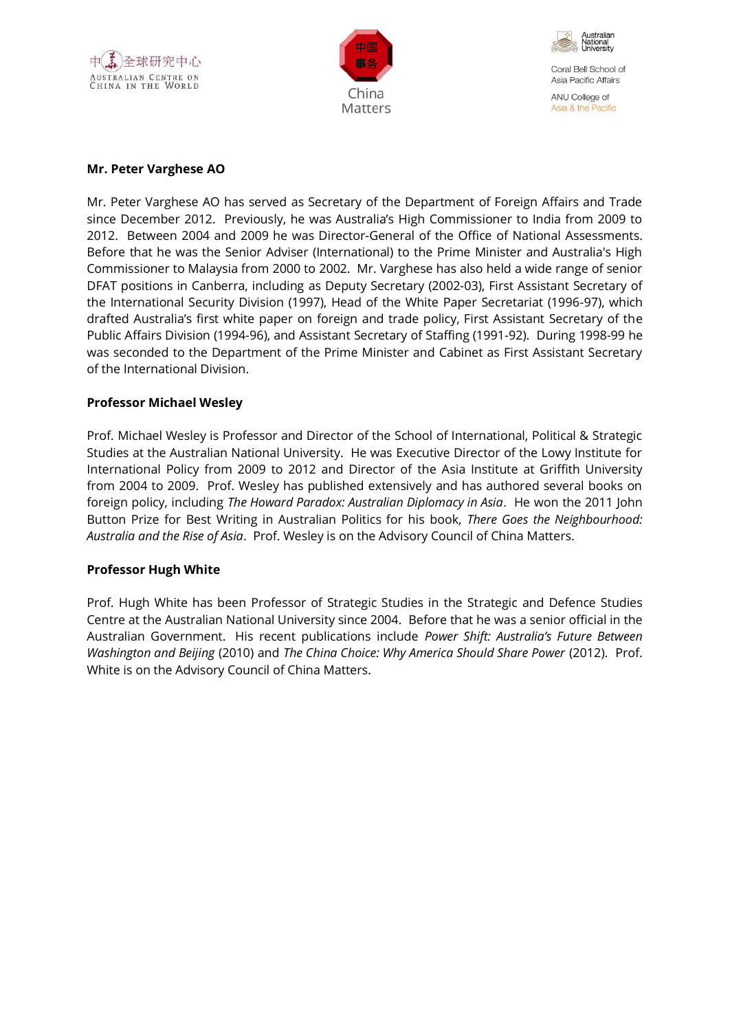**Mr. Peter Varghese AO**

Mr. Peter Varghese AO has served as Secretary of the Department of Foreign Affairs and Trade since December 2012. Previously, he was Australia's High Commissioner to India from 2009 to 2012. Between 2004 and 2009 he was Director-General of the Office of National Assessments. Before that he was the Senior Adviser (International) to the Prime Minister and Australia's High Commissioner to Malaysia from 2000 to 2002. Mr. Varghese has also held a wide range of senior DFAT positions in Canberra, including as Deputy Secretary (2002-03), First Assistant Secretary of the International Security Division (1997), Head of the White Paper Secretariat (1996-97), which drafted Australia's first white paper on foreign and trade policy, First Assistant Secretary of the Public Affairs Division (1994-96), and Assistant Secretary of Staffing (1991-92). During 1998-99 he was seconded to the Department of the Prime Minister and Cabinet as First Assistant Secretary of the International Division.

**Professor Michael Wesley**

Prof. Michael Wesley is Professor and Director of the School of International, Political & Strategic Studies at the Australian National University. He was Executive Director of the Lowy Institute for International Policy from 2009 to 2012 and Director of the Asia Institute at Griffith University from 2004 to 2009. Prof. Wesley has published extensively and has authored several books on foreign policy, including *The Howard Paradox: Australian Diplomacy in Asia*. He won the 2011 John Button Prize for Best Writing in Australian Politics for his book, *There Goes the Neighbourhood: Australia and the Rise of Asia*. Prof. Wesley is on the Advisory Council of China Matters.

**Professor Hugh White**

Prof. Hugh White has been Professor of Strategic Studies in the Strategic and Defence Studies Centre at the Australian National University since 2004. Before that he was a senior official in the Australian Government. His recent publications include *Power Shift: Australia's Future Between Washington and Beijing* (2010) and *The China Choice: Why America Should Share Power* (2012). Prof. White is on the Advisory Council of China Matters.